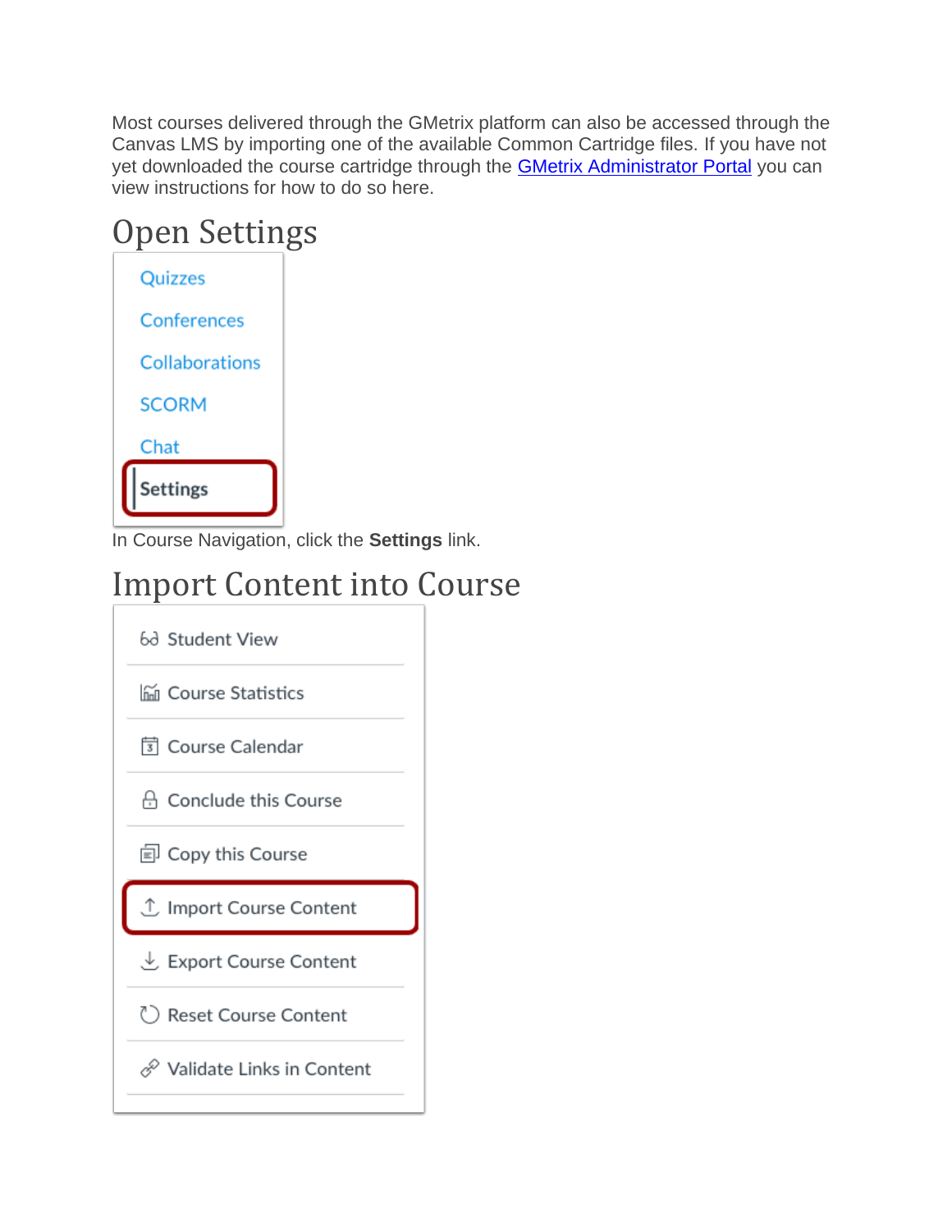Most courses delivered through the GMetrix platform can also be accessed through the Canvas LMS by importing one of the available Common Cartridge files. If you have not yet downloaded the course cartridge through the GMetrix Administrator Portal you can view instructions for how to do so here.

# Open Settings

In Course Navigation, click the **Settings** link.

# Import Content into Course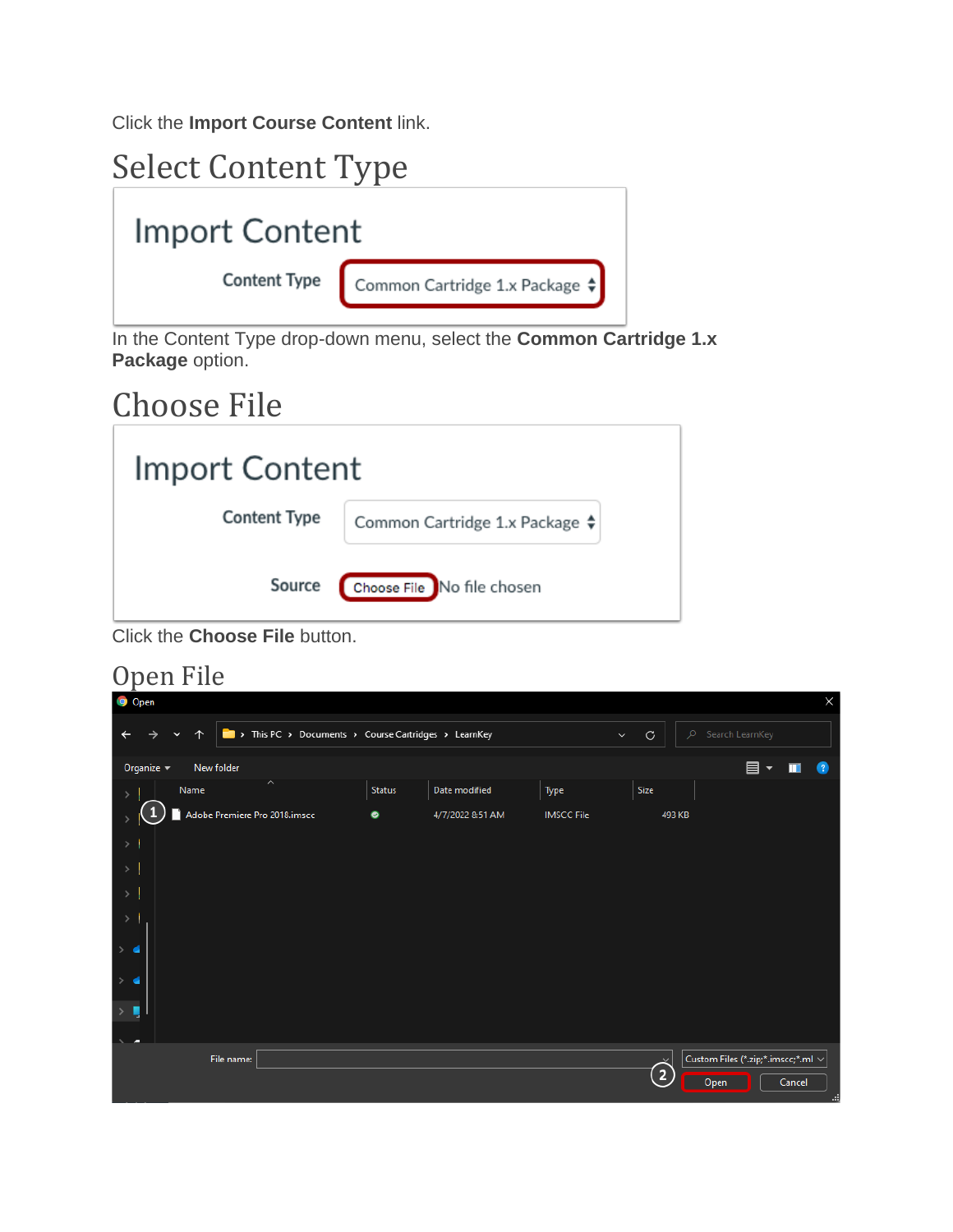Click the **Import Course Content** link.

## Select Content Type

Import Content

Content Type: Common Cartridge 1.x Package

In the Content Type drop-down menu, select the **Common Cartridge 1.x Package** option.

## Choose File

Import Content

Content Type: Common Cartridge 1.x Package

Source: Choose File No file chosen

Click the **Choose File** button.

## Open File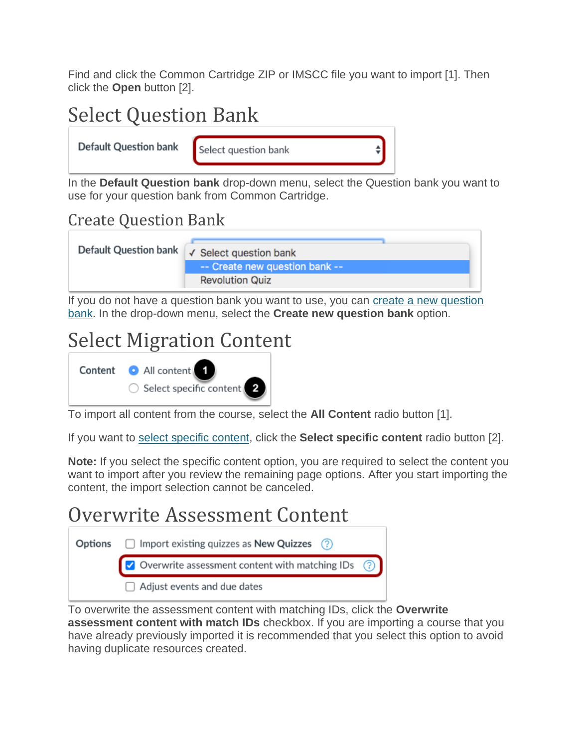Find and click the Common Cartridge ZIP or IMSCC file you want to import [1]. Then click the **Open** button [2].

## Select Question Bank

In the **Default Question bank** drop-down menu, select the Question bank you want to use for your question bank from Common Cartridge.

### Create Question Bank

If you do not have a question bank you want to use, you can create a new question bank. In the drop-down menu, select the **Create new question bank** option.

## Select Migration Content

To import all content from the course, select the **All Content** radio button [1].

If you want to select specific content, click the **Select specific content** radio button [2].

**Note:** If you select the specific content option, you are required to select the content you want to import after you review the remaining page options. After you start importing the content, the import selection cannot be canceled.

## Overwrite Assessment Content

To overwrite the assessment content with matching IDs, click the **Overwrite assessment content with match IDs** checkbox. If you are importing a course that you have already previously imported it is recommended that you select this option to avoid having duplicate resources created.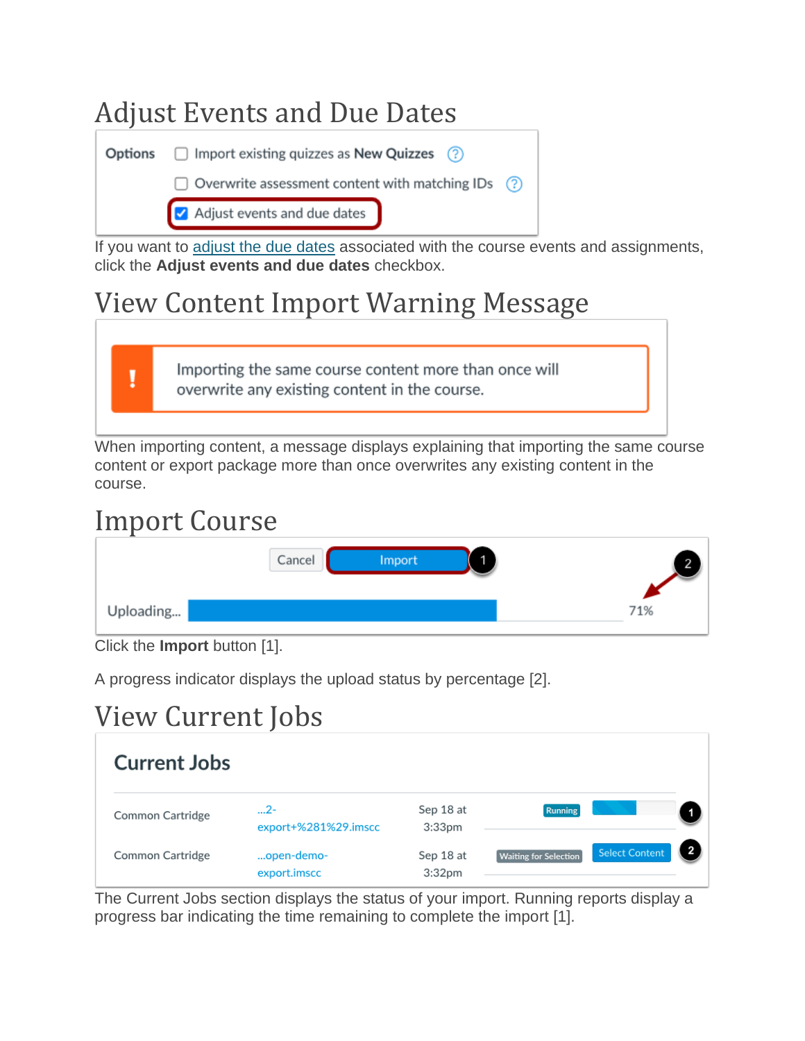# Adjust Events and Due Dates

If you want to adjust the due dates associated with the course events and assignments, click the **Adjust events and due dates** checkbox.

# View Content Import Warning Message

When importing content, a message displays explaining that importing the same course content or export package more than once overwrites any existing content in the course.

# Import Course

Click the **Import** button [1].

A progress indicator displays the upload status by percentage [2].

# View Current Jobs

The Current Jobs section displays the status of your import. Running reports display a progress bar indicating the time remaining to complete the import [1].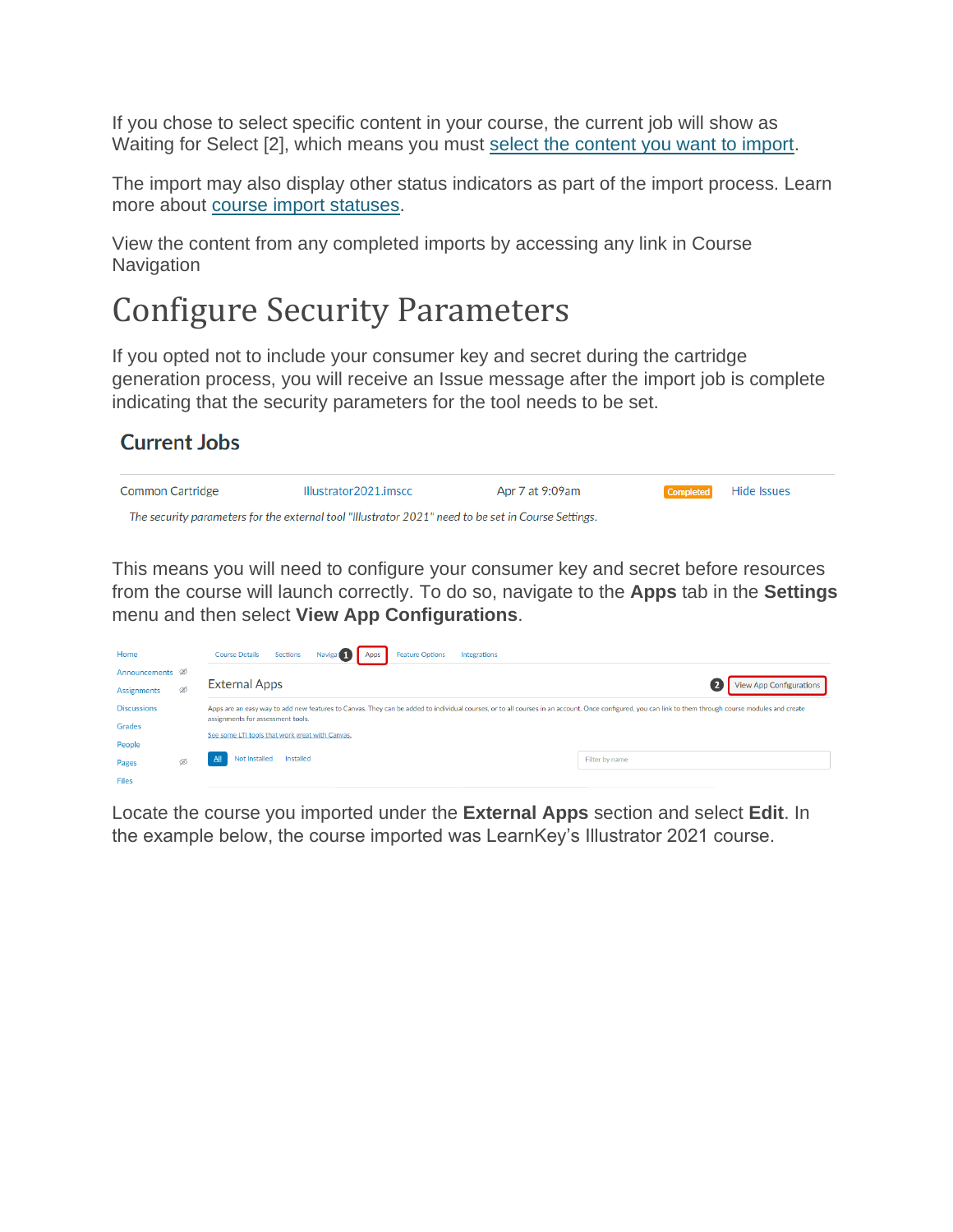If you chose to select specific content in your course, the current job will show as Waiting for Select [2], which means you must select the content you want to import.

The import may also display other status indicators as part of the import process. Learn more about course import statuses.

View the content from any completed imports by accessing any link in Course Navigation

# Configure Security Parameters

If you opted not to include your consumer key and secret during the cartridge generation process, you will receive an Issue message after the import job is complete indicating that the security parameters for the tool needs to be set.

**Current Jobs**

| Common Cartridge | Illustrator2021.imscc | Apr 7 at 9:09am | Completed | Hide Issues |
|---|---|---|---|---|

*The security parameters for the external tool "Illustrator 2021" need to be set in Course Settings.*

This means you will need to configure your consumer key and secret before resources from the course will launch correctly. To do so, navigate to the **Apps** tab in the **Settings** menu and then select **View App Configurations**.

Locate the course you imported under the **External Apps** section and select **Edit**. In the example below, the course imported was LearnKey's Illustrator 2021 course.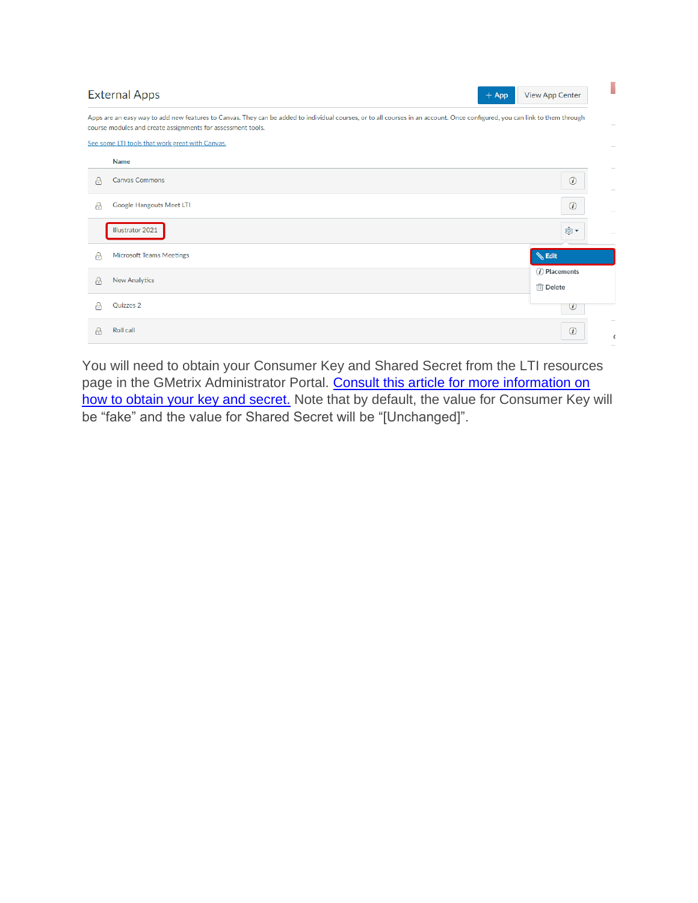You will need to obtain your Consumer Key and Shared Secret from the LTI resources page in the GMetrix Administrator Portal. [Consult this article for more information on how to obtain your key and secret.](#) Note that by default, the value for Consumer Key will be “fake” and the value for Shared Secret will be “[Unchanged]”.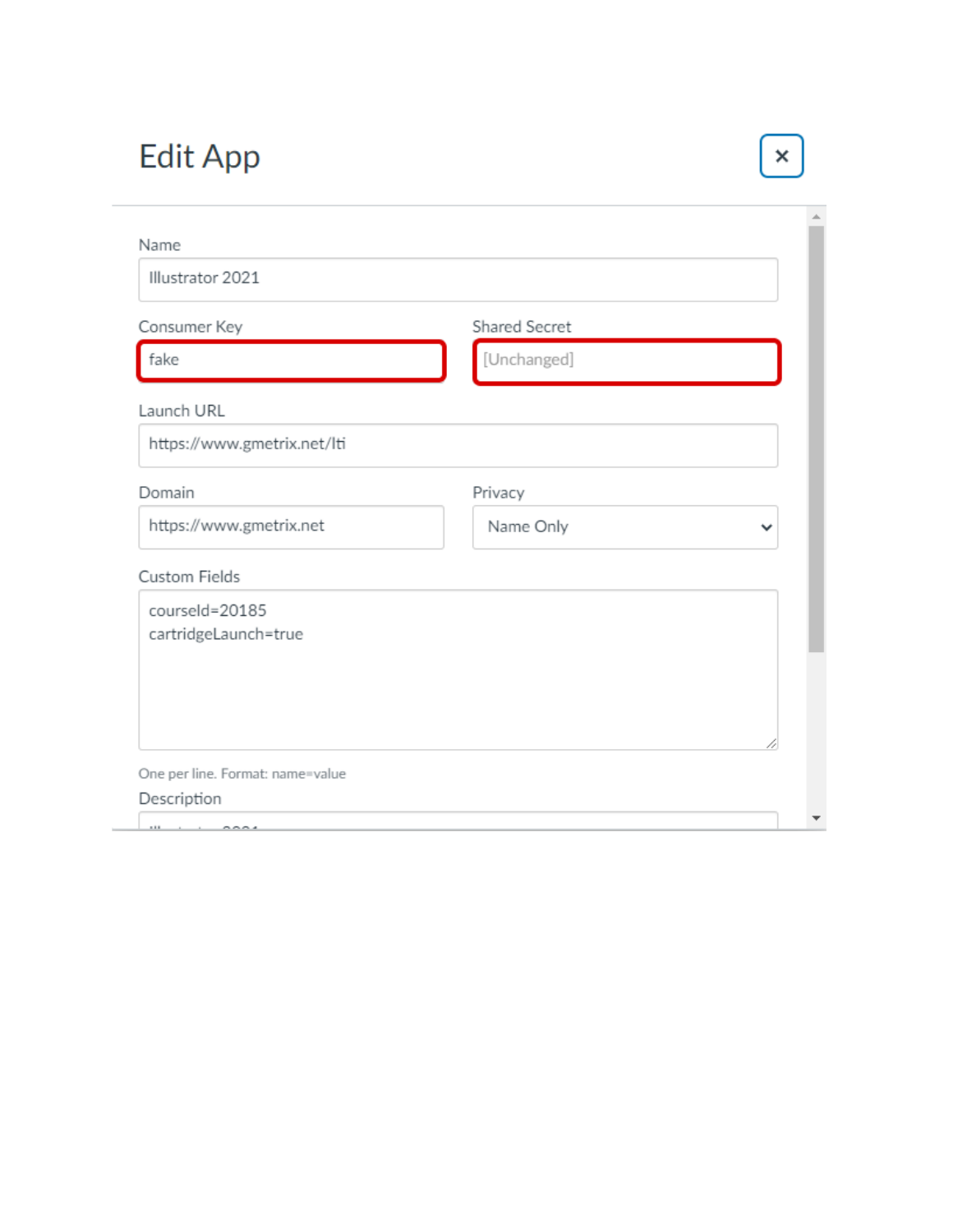# Edit App

Name

Illustrator 2021

Consumer Key

fake

Shared Secret

[Unchanged]

Launch URL

https://www.gmetrix.net/lti

Domain

https://www.gmetrix.net

Privacy

Name Only

Custom Fields

courseId=20185
cartridgeLaunch=true

One per line. Format: name=value

Description